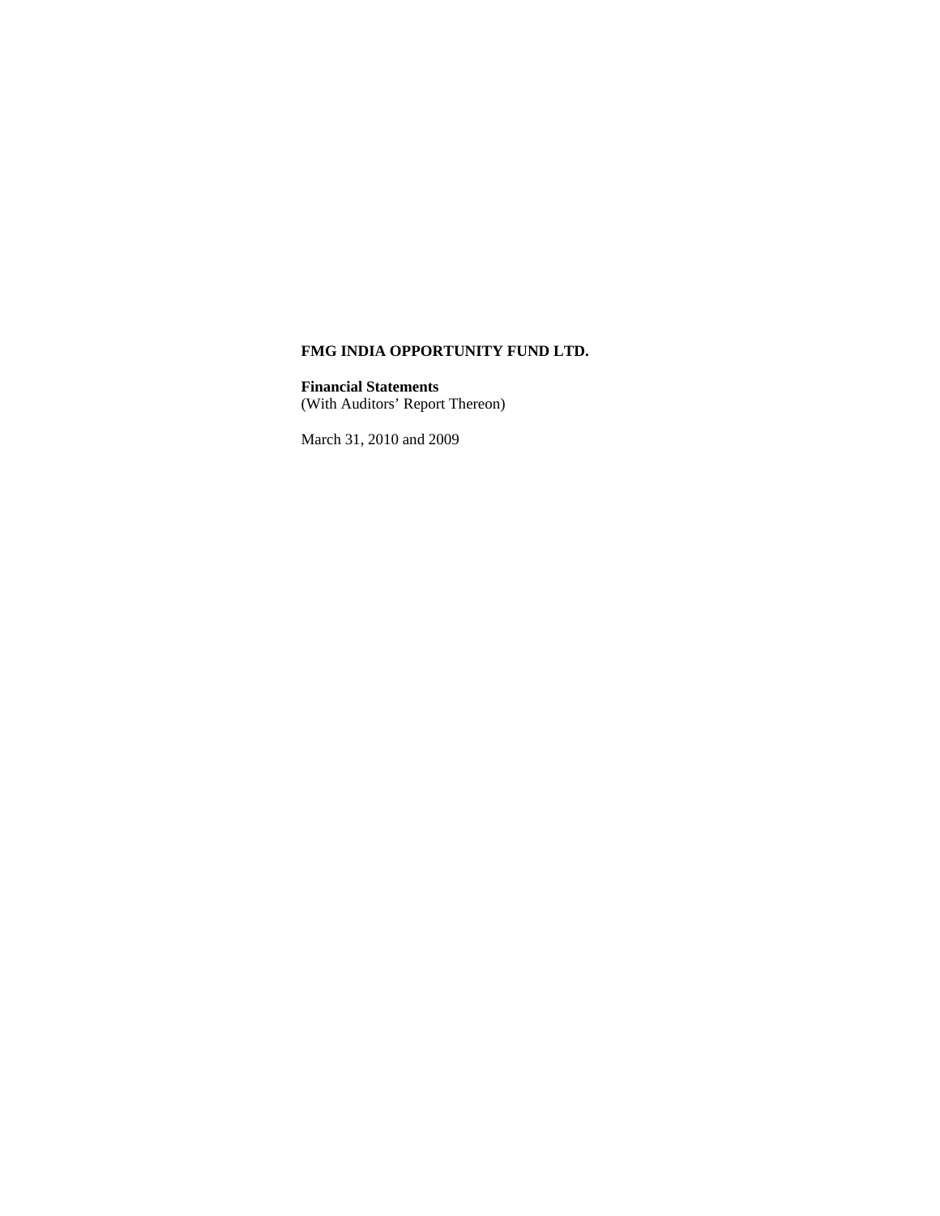**FMG INDIA OPPORTUNITY FUND LTD.**

**Financial Statements**
(With Auditors' Report Thereon)

March 31, 2010 and 2009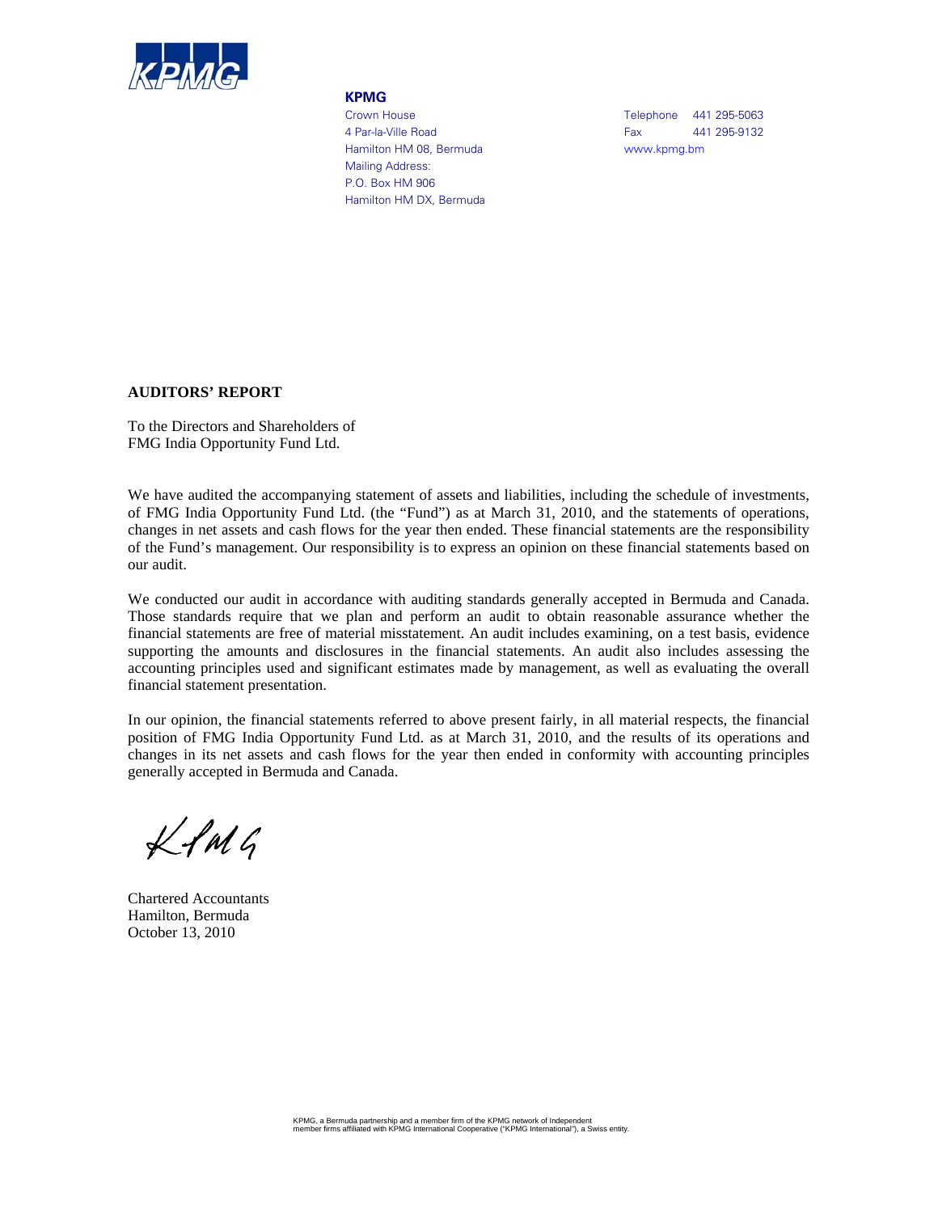**KPMG**

Crown House
4 Par-la-Ville Road
Hamilton HM 08, Bermuda
Mailing Address:
P.O. Box HM 906
Hamilton HM DX, Bermuda

Telephone 441 295-5063
Fax 441 295-9132
www.kpmg.bm

**AUDITORS' REPORT**

To the Directors and Shareholders of
FMG India Opportunity Fund Ltd.

We have audited the accompanying statement of assets and liabilities, including the schedule of investments, of FMG India Opportunity Fund Ltd. (the "Fund") as at March 31, 2010, and the statements of operations, changes in net assets and cash flows for the year then ended. These financial statements are the responsibility of the Fund's management. Our responsibility is to express an opinion on these financial statements based on our audit.

We conducted our audit in accordance with auditing standards generally accepted in Bermuda and Canada. Those standards require that we plan and perform an audit to obtain reasonable assurance whether the financial statements are free of material misstatement. An audit includes examining, on a test basis, evidence supporting the amounts and disclosures in the financial statements. An audit also includes assessing the accounting principles used and significant estimates made by management, as well as evaluating the overall financial statement presentation.

In our opinion, the financial statements referred to above present fairly, in all material respects, the financial position of FMG India Opportunity Fund Ltd. as at March 31, 2010, and the results of its operations and changes in its net assets and cash flows for the year then ended in conformity with accounting principles generally accepted in Bermuda and Canada.

KPMG

Chartered Accountants
Hamilton, Bermuda
October 13, 2010

KPMG, a Bermuda partnership and a member firm of the KPMG network of Independent member firms affiliated with KPMG International Cooperative ("KPMG International"), a Swiss entity.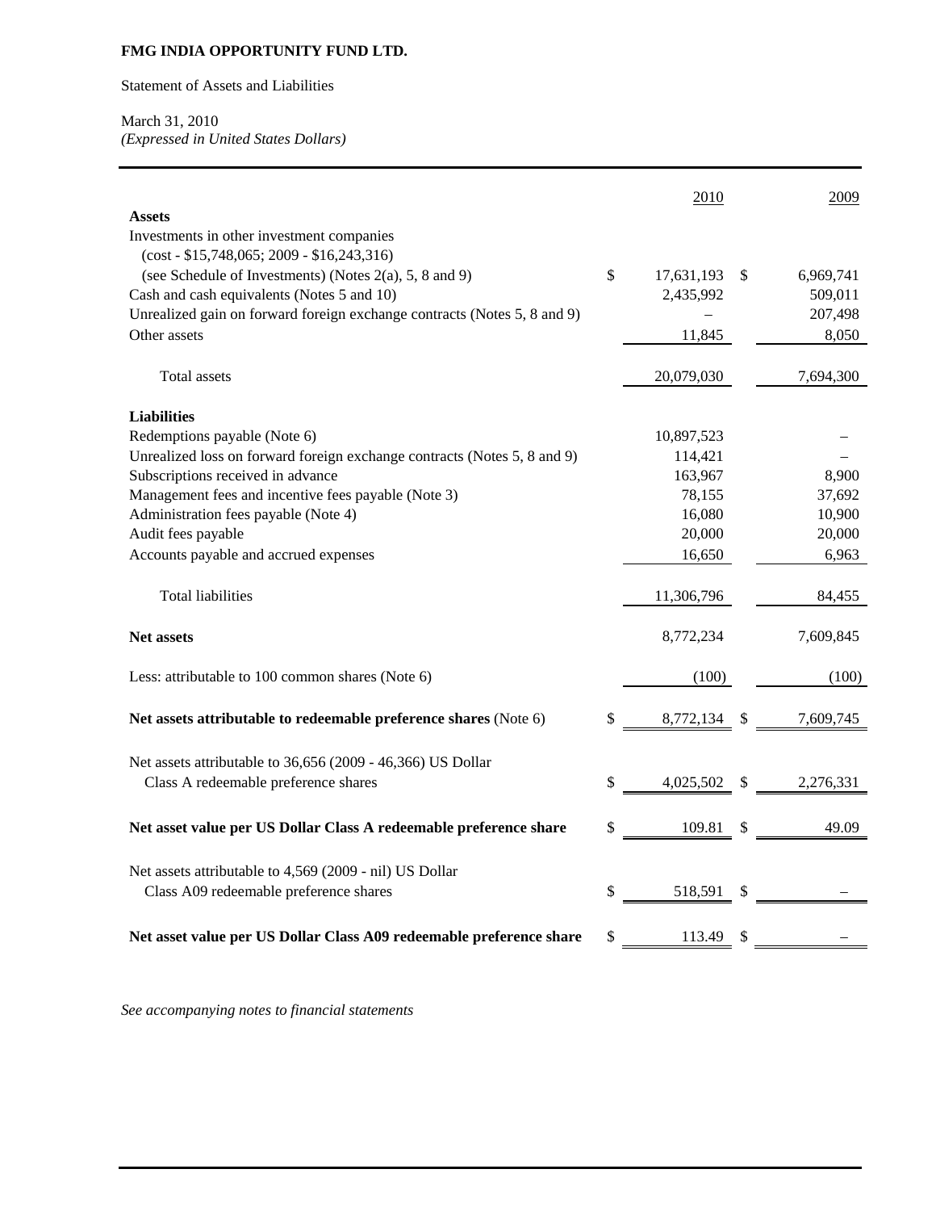**FMG INDIA OPPORTUNITY FUND LTD.**

Statement of Assets and Liabilities

March 31, 2010
*(Expressed in United States Dollars)*

| | 2010 | 2009 |
|---|---|---|
| **Assets** | | |
| Investments in other investment companies (cost - $15,748,065; 2009 - $16,243,316) (see Schedule of Investments) (Notes 2(a), 5, 8 and 9) | $ 17,631,193 | $ 6,969,741 |
| Cash and cash equivalents (Notes 5 and 10) | 2,435,992 | 509,011 |
| Unrealized gain on forward foreign exchange contracts (Notes 5, 8 and 9) | – | 207,498 |
| Other assets | 11,845 | 8,050 |
| Total assets | 20,079,030 | 7,694,300 |
| **Liabilities** | | |
| Redemptions payable (Note 6) | 10,897,523 | – |
| Unrealized loss on forward foreign exchange contracts (Notes 5, 8 and 9) | 114,421 | – |
| Subscriptions received in advance | 163,967 | 8,900 |
| Management fees and incentive fees payable (Note 3) | 78,155 | 37,692 |
| Administration fees payable (Note 4) | 16,080 | 10,900 |
| Audit fees payable | 20,000 | 20,000 |
| Accounts payable and accrued expenses | 16,650 | 6,963 |
| Total liabilities | 11,306,796 | 84,455 |
| **Net assets** | 8,772,234 | 7,609,845 |
| Less: attributable to 100 common shares (Note 6) | (100) | (100) |
| **Net assets attributable to redeemable preference shares** (Note 6) | $ 8,772,134 | $ 7,609,745 |
| Net assets attributable to 36,656 (2009 - 46,366) US Dollar Class A redeemable preference shares | $ 4,025,502 | $ 2,276,331 |
| **Net asset value per US Dollar Class A redeemable preference share** | $ 109.81 | $ 49.09 |
| Net assets attributable to 4,569 (2009 - nil) US Dollar Class A09 redeemable preference shares | $ 518,591 | $ – |
| **Net asset value per US Dollar Class A09 redeemable preference share** | $ 113.49 | $ – |

*See accompanying notes to financial statements*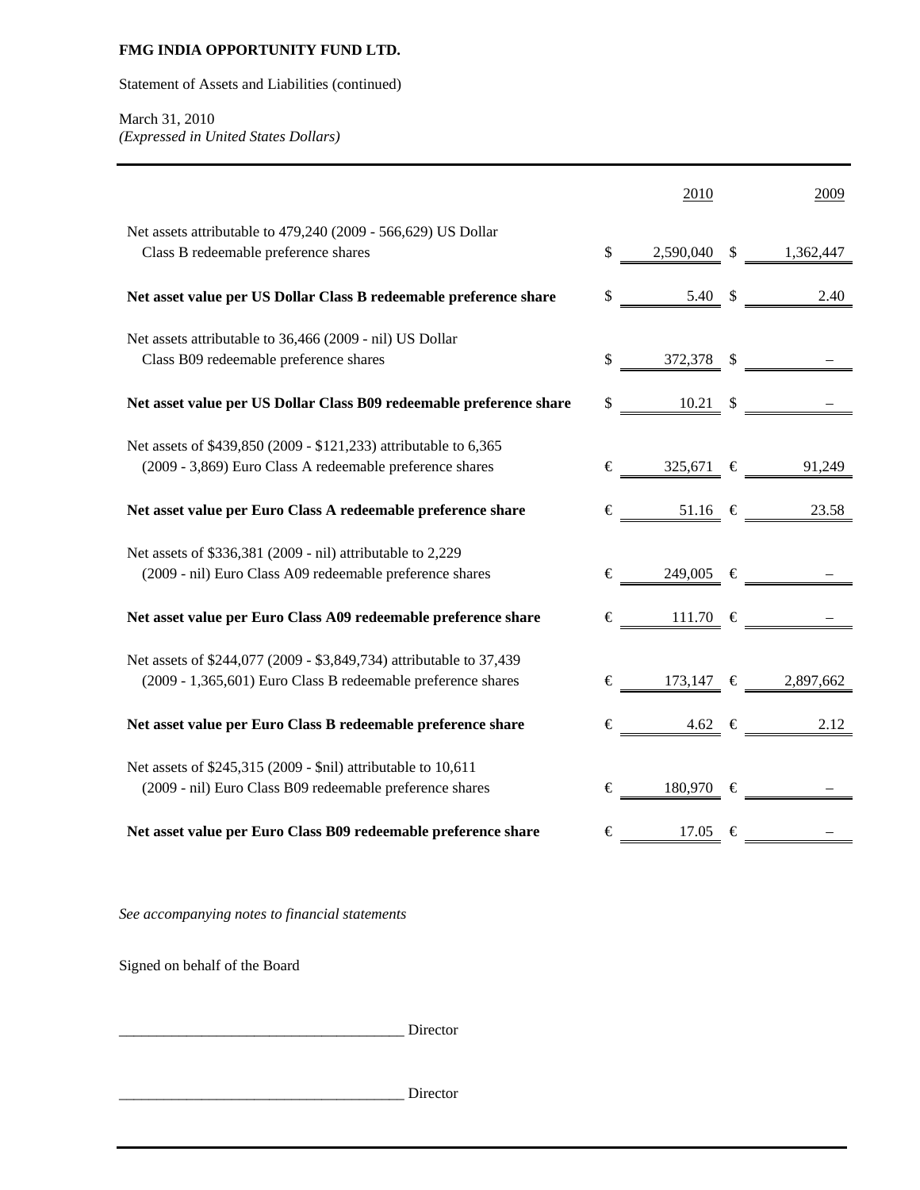**FMG INDIA OPPORTUNITY FUND LTD.**

Statement of Assets and Liabilities (continued)

March 31, 2010
*(Expressed in United States Dollars)*

| | 2010 | 2009 |
|---|---|---|
| Net assets attributable to 479,240 (2009 - 566,629) US Dollar Class B redeemable preference shares | $ 2,590,040 | $ 1,362,447 |
| **Net asset value per US Dollar Class B redeemable preference share** | $ 5.40 | $ 2.40 |
| Net assets attributable to 36,466 (2009 - nil) US Dollar Class B09 redeemable preference shares | $ 372,378 | $ – |
| **Net asset value per US Dollar Class B09 redeemable preference share** | $ 10.21 | $ – |
| Net assets of $439,850 (2009 - $121,233) attributable to 6,365 (2009 - 3,869) Euro Class A redeemable preference shares | € 325,671 | € 91,249 |
| **Net asset value per Euro Class A redeemable preference share** | € 51.16 | € 23.58 |
| Net assets of $336,381 (2009 - nil) attributable to 2,229 (2009 - nil) Euro Class A09 redeemable preference shares | € 249,005 | € – |
| **Net asset value per Euro Class A09 redeemable preference share** | € 111.70 | € – |
| Net assets of $244,077 (2009 - $3,849,734) attributable to 37,439 (2009 - 1,365,601) Euro Class B redeemable preference shares | € 173,147 | € 2,897,662 |
| **Net asset value per Euro Class B redeemable preference share** | € 4.62 | € 2.12 |
| Net assets of $245,315 (2009 - $nil) attributable to 10,611 (2009 - nil) Euro Class B09 redeemable preference shares | € 180,970 | € – |
| **Net asset value per Euro Class B09 redeemable preference share** | € 17.05 | € – |

*See accompanying notes to financial statements*

Signed on behalf of the Board

_____________________________________ Director

_____________________________________ Director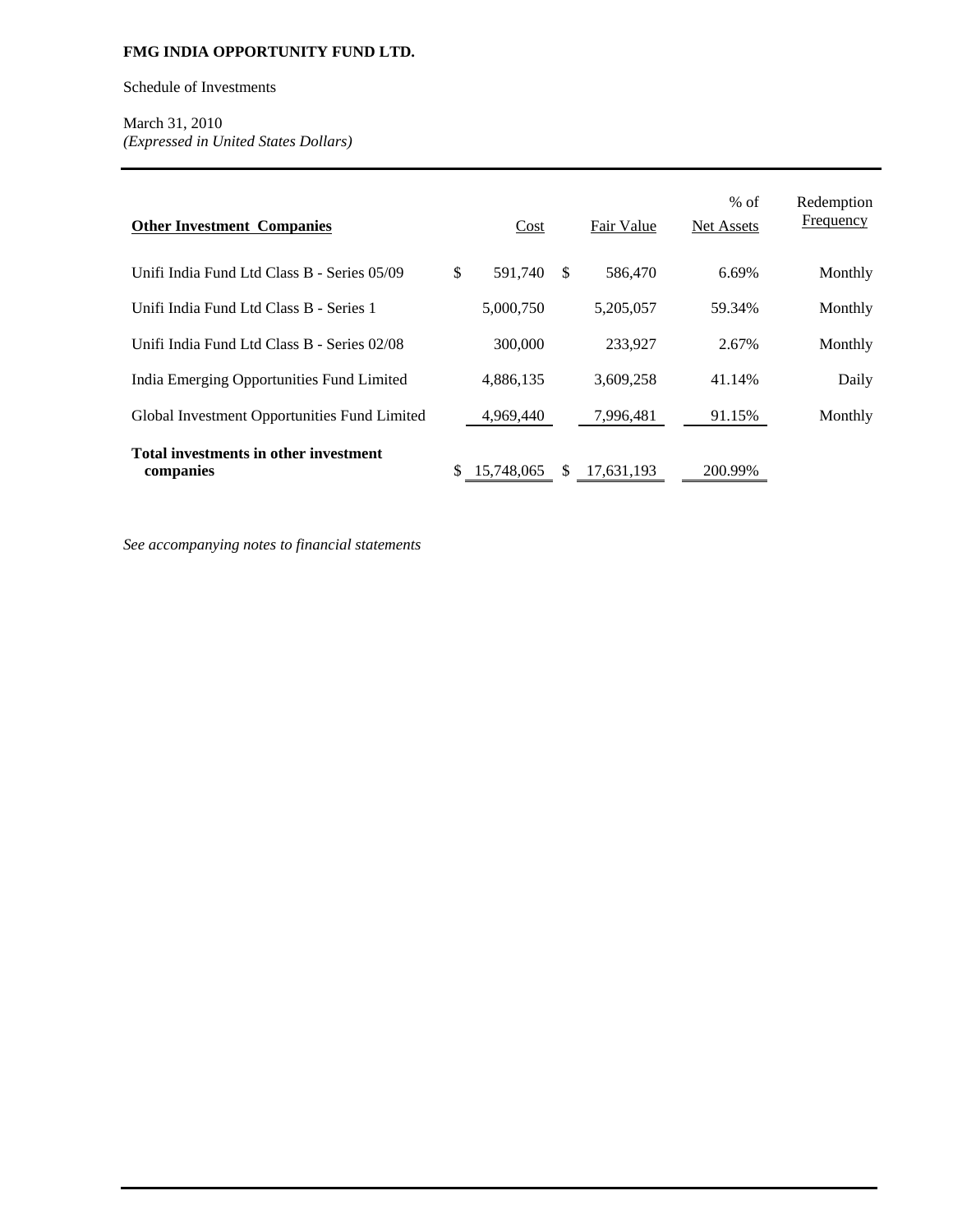**FMG INDIA OPPORTUNITY FUND LTD.**

Schedule of Investments

March 31, 2010
*(Expressed in United States Dollars)*

| **Other Investment Companies** | Cost | Fair Value | % of Net Assets | Redemption Frequency |
|---|---|---|---|---|
| Unifi India Fund Ltd Class B - Series 05/09 | $ 591,740 | $ 586,470 | 6.69% | Monthly |
| Unifi India Fund Ltd Class B - Series 1 | 5,000,750 | 5,205,057 | 59.34% | Monthly |
| Unifi India Fund Ltd Class B - Series 02/08 | 300,000 | 233,927 | 2.67% | Monthly |
| India Emerging Opportunities Fund Limited | 4,886,135 | 3,609,258 | 41.14% | Daily |
| Global Investment Opportunities Fund Limited | 4,969,440 | 7,996,481 | 91.15% | Monthly |
| **Total investments in other investment companies** | $ 15,748,065 | $ 17,631,193 | 200.99% | |

*See accompanying notes to financial statements*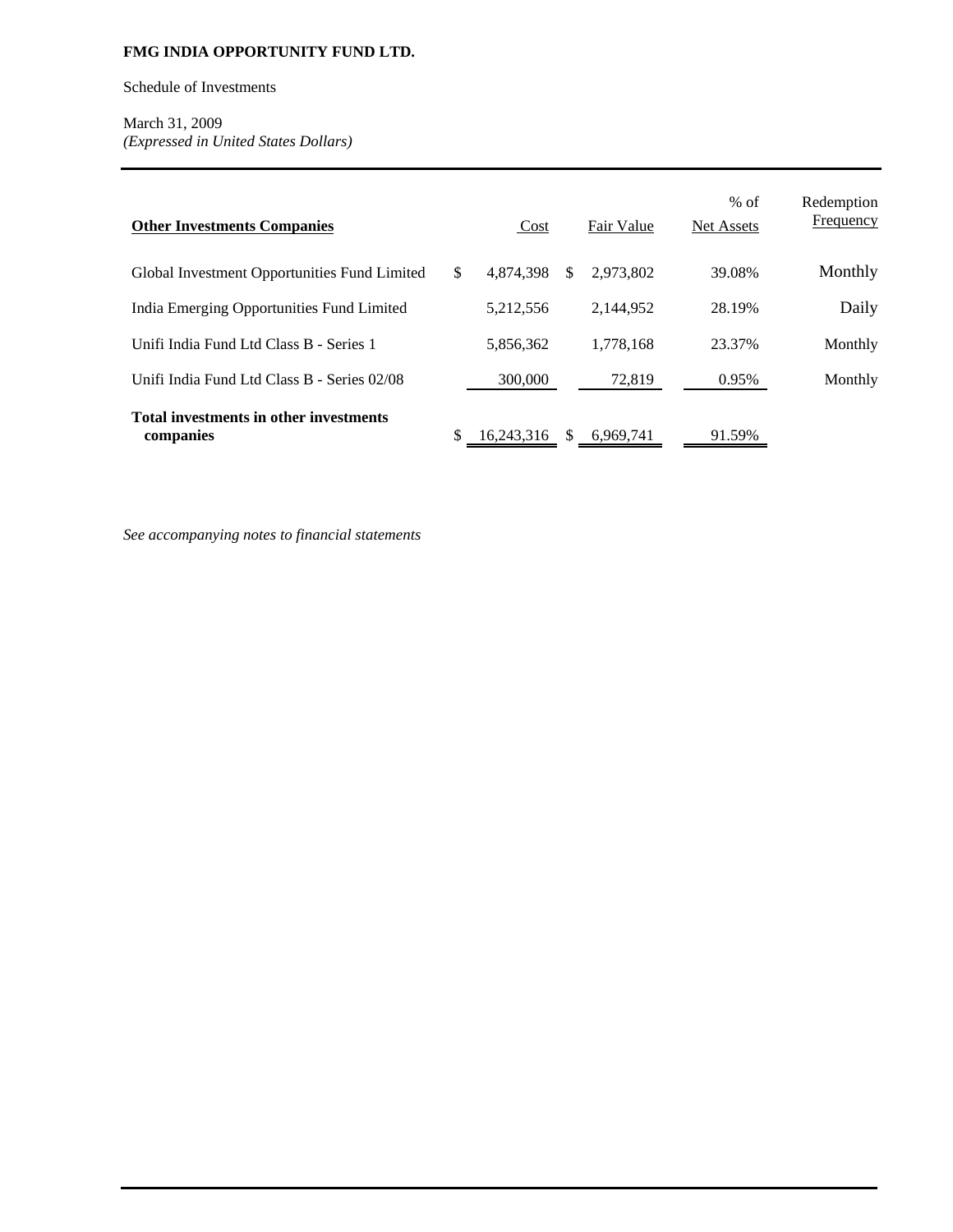**FMG INDIA OPPORTUNITY FUND LTD.**

Schedule of Investments

March 31, 2009
*(Expressed in United States Dollars)*

| **Other Investments Companies** | Cost | Fair Value | % of Net Assets | Redemption Frequency |
|---|---|---|---|---|
| Global Investment Opportunities Fund Limited | $ 4,874,398 | $ 2,973,802 | 39.08% | Monthly |
| India Emerging Opportunities Fund Limited | 5,212,556 | 2,144,952 | 28.19% | Daily |
| Unifi India Fund Ltd Class B - Series 1 | 5,856,362 | 1,778,168 | 23.37% | Monthly |
| Unifi India Fund Ltd Class B - Series 02/08 | 300,000 | 72,819 | 0.95% | Monthly |
| **Total investments in other investments companies** | $ 16,243,316 | $ 6,969,741 | 91.59% | |

*See accompanying notes to financial statements*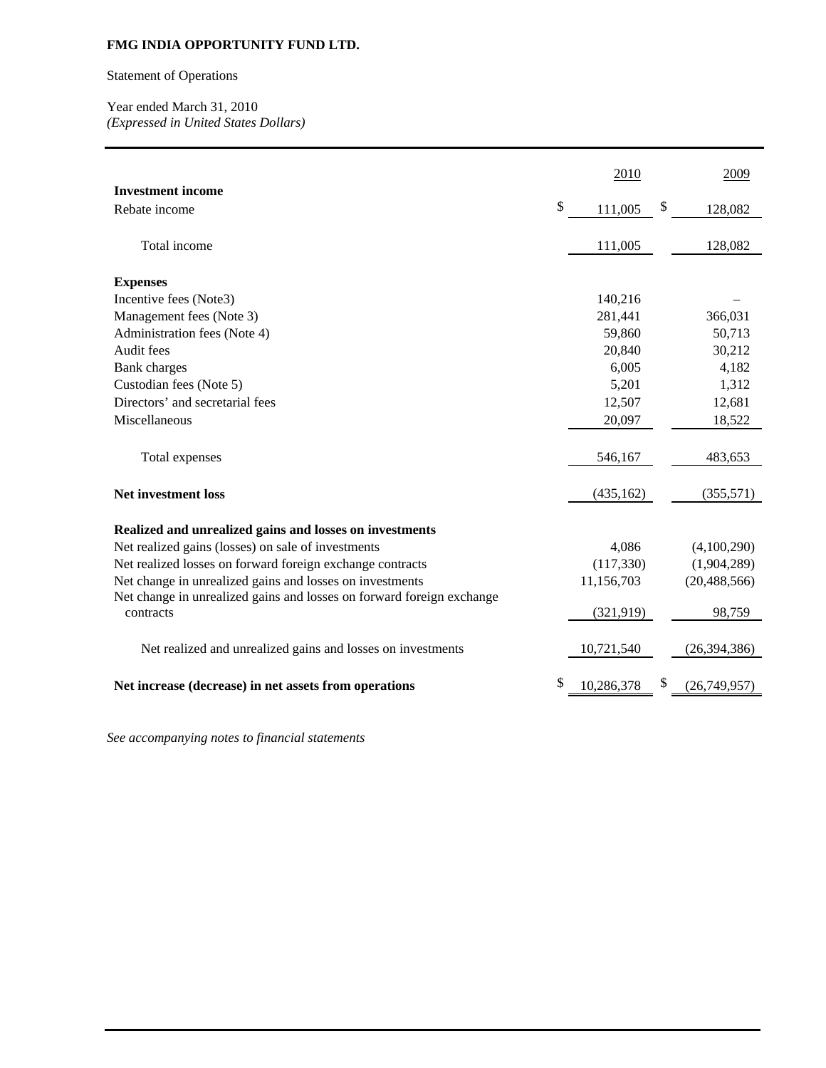**FMG INDIA OPPORTUNITY FUND LTD.**

Statement of Operations

Year ended March 31, 2010
*(Expressed in United States Dollars)*

| | 2010 | 2009 |
|---|---|---|
| **Investment income** | | |
| Rebate income | $ 111,005 | $ 128,082 |
| Total income | 111,005 | 128,082 |
| **Expenses** | | |
| Incentive fees (Note3) | 140,216 | – |
| Management fees (Note 3) | 281,441 | 366,031 |
| Administration fees (Note 4) | 59,860 | 50,713 |
| Audit fees | 20,840 | 30,212 |
| Bank charges | 6,005 | 4,182 |
| Custodian fees (Note 5) | 5,201 | 1,312 |
| Directors' and secretarial fees | 12,507 | 12,681 |
| Miscellaneous | 20,097 | 18,522 |
| Total expenses | 546,167 | 483,653 |
| **Net investment loss** | (435,162) | (355,571) |
| **Realized and unrealized gains and losses on investments** | | |
| Net realized gains (losses) on sale of investments | 4,086 | (4,100,290) |
| Net realized losses on forward foreign exchange contracts | (117,330) | (1,904,289) |
| Net change in unrealized gains and losses on investments | 11,156,703 | (20,488,566) |
| Net change in unrealized gains and losses on forward foreign exchange contracts | (321,919) | 98,759 |
| Net realized and unrealized gains and losses on investments | 10,721,540 | (26,394,386) |
| **Net increase (decrease) in net assets from operations** | $ 10,286,378 | $ (26,749,957) |

*See accompanying notes to financial statements*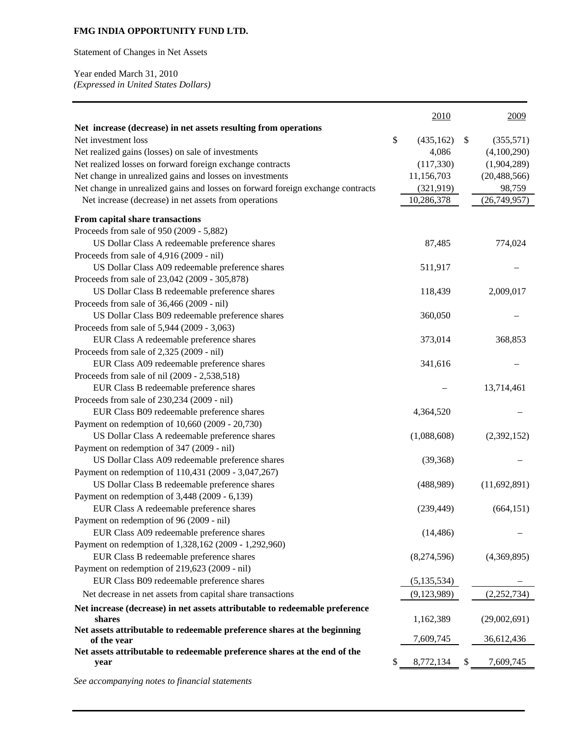**FMG INDIA OPPORTUNITY FUND LTD.**

Statement of Changes in Net Assets

Year ended March 31, 2010
*(Expressed in United States Dollars)*

| | 2010 | 2009 |
|---|---|---|
| **Net increase (decrease) in net assets resulting from operations** | | |
| Net investment loss | $ (435,162) | $ (355,571) |
| Net realized gains (losses) on sale of investments | 4,086 | (4,100,290) |
| Net realized losses on forward foreign exchange contracts | (117,330) | (1,904,289) |
| Net change in unrealized gains and losses on investments | 11,156,703 | (20,488,566) |
| Net change in unrealized gains and losses on forward foreign exchange contracts | (321,919) | 98,759 |
| Net increase (decrease) in net assets from operations | 10,286,378 | (26,749,957) |
| **From capital share transactions** | | |
| Proceeds from sale of 950 (2009 - 5,882) US Dollar Class A redeemable preference shares | 87,485 | 774,024 |
| Proceeds from sale of 4,916 (2009 - nil) US Dollar Class A09 redeemable preference shares | 511,917 | – |
| Proceeds from sale of 23,042 (2009 - 305,878) US Dollar Class B redeemable preference shares | 118,439 | 2,009,017 |
| Proceeds from sale of 36,466 (2009 - nil) US Dollar Class B09 redeemable preference shares | 360,050 | – |
| Proceeds from sale of 5,944 (2009 - 3,063) EUR Class A redeemable preference shares | 373,014 | 368,853 |
| Proceeds from sale of 2,325 (2009 - nil) EUR Class A09 redeemable preference shares | 341,616 | – |
| Proceeds from sale of nil (2009 - 2,538,518) EUR Class B redeemable preference shares | – | 13,714,461 |
| Proceeds from sale of 230,234 (2009 - nil) EUR Class B09 redeemable preference shares | 4,364,520 | – |
| Payment on redemption of 10,660 (2009 - 20,730) US Dollar Class A redeemable preference shares | (1,088,608) | (2,392,152) |
| Payment on redemption of 347 (2009 - nil) US Dollar Class A09 redeemable preference shares | (39,368) | – |
| Payment on redemption of 110,431 (2009 - 3,047,267) US Dollar Class B redeemable preference shares | (488,989) | (11,692,891) |
| Payment on redemption of 3,448 (2009 - 6,139) EUR Class A redeemable preference shares | (239,449) | (664,151) |
| Payment on redemption of 96 (2009 - nil) EUR Class A09 redeemable preference shares | (14,486) | – |
| Payment on redemption of 1,328,162 (2009 - 1,292,960) EUR Class B redeemable preference shares | (8,274,596) | (4,369,895) |
| Payment on redemption of 219,623 (2009 - nil) EUR Class B09 redeemable preference shares | (5,135,534) | – |
| Net decrease in net assets from capital share transactions | (9,123,989) | (2,252,734) |
| **Net increase (decrease) in net assets attributable to redeemable preference shares** | 1,162,389 | (29,002,691) |
| **Net assets attributable to redeemable preference shares at the beginning of the year** | 7,609,745 | 36,612,436 |
| **Net assets attributable to redeemable preference shares at the end of the year** | $ 8,772,134 | $ 7,609,745 |

*See accompanying notes to financial statements*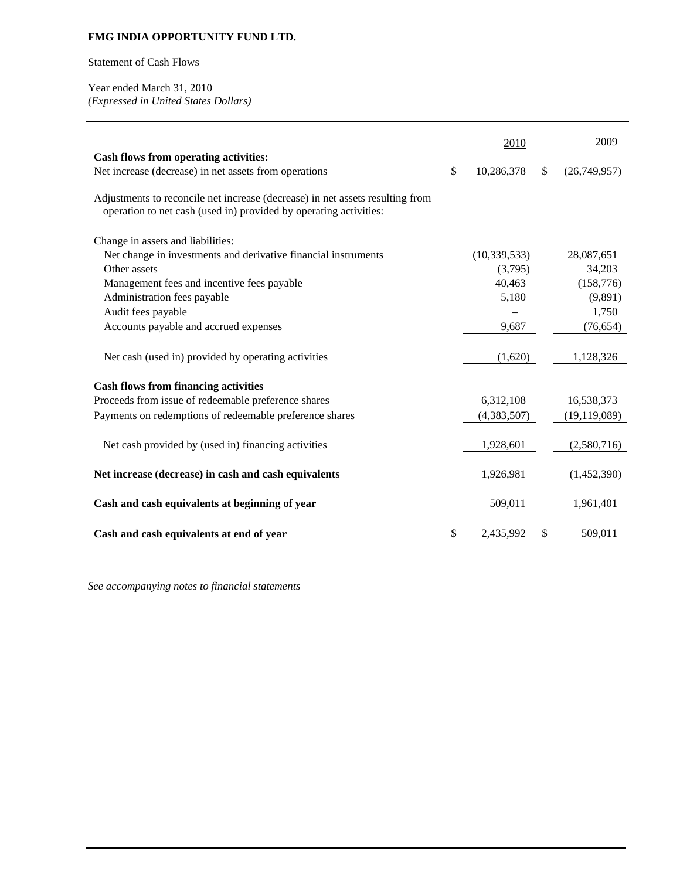**FMG INDIA OPPORTUNITY FUND LTD.**

Statement of Cash Flows

Year ended March 31, 2010
*(Expressed in United States Dollars)*

| | 2010 | 2009 |
|---|---|---|
| **Cash flows from operating activities:** | | |
| Net increase (decrease) in net assets from operations | $ 10,286,378 | $ (26,749,957) |
| Adjustments to reconcile net increase (decrease) in net assets resulting from operation to net cash (used in) provided by operating activities: | | |
| Change in assets and liabilities: | | |
| Net change in investments and derivative financial instruments | (10,339,533) | 28,087,651 |
| Other assets | (3,795) | 34,203 |
| Management fees and incentive fees payable | 40,463 | (158,776) |
| Administration fees payable | 5,180 | (9,891) |
| Audit fees payable | – | 1,750 |
| Accounts payable and accrued expenses | 9,687 | (76,654) |
| Net cash (used in) provided by operating activities | (1,620) | 1,128,326 |
| **Cash flows from financing activities** | | |
| Proceeds from issue of redeemable preference shares | 6,312,108 | 16,538,373 |
| Payments on redemptions of redeemable preference shares | (4,383,507) | (19,119,089) |
| Net cash provided by (used in) financing activities | 1,928,601 | (2,580,716) |
| **Net increase (decrease) in cash and cash equivalents** | 1,926,981 | (1,452,390) |
| **Cash and cash equivalents at beginning of year** | 509,011 | 1,961,401 |
| **Cash and cash equivalents at end of year** | $ 2,435,992 | $ 509,011 |

*See accompanying notes to financial statements*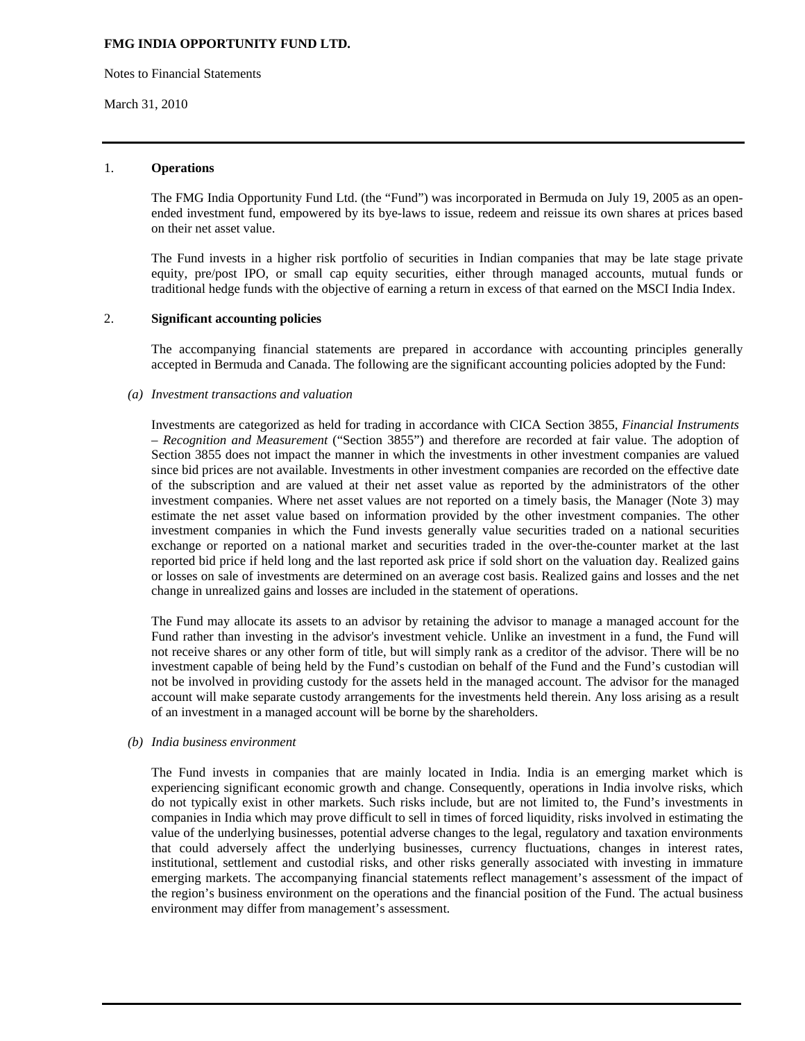**FMG INDIA OPPORTUNITY FUND LTD.**

Notes to Financial Statements

March 31, 2010

## 1. Operations

The FMG India Opportunity Fund Ltd. (the "Fund") was incorporated in Bermuda on July 19, 2005 as an open-ended investment fund, empowered by its bye-laws to issue, redeem and reissue its own shares at prices based on their net asset value.

The Fund invests in a higher risk portfolio of securities in Indian companies that may be late stage private equity, pre/post IPO, or small cap equity securities, either through managed accounts, mutual funds or traditional hedge funds with the objective of earning a return in excess of that earned on the MSCI India Index.

## 2. Significant accounting policies

The accompanying financial statements are prepared in accordance with accounting principles generally accepted in Bermuda and Canada. The following are the significant accounting policies adopted by the Fund:

### *(a) Investment transactions and valuation*

Investments are categorized as held for trading in accordance with CICA Section 3855, *Financial Instruments – Recognition and Measurement* ("Section 3855") and therefore are recorded at fair value. The adoption of Section 3855 does not impact the manner in which the investments in other investment companies are valued since bid prices are not available. Investments in other investment companies are recorded on the effective date of the subscription and are valued at their net asset value as reported by the administrators of the other investment companies. Where net asset values are not reported on a timely basis, the Manager (Note 3) may estimate the net asset value based on information provided by the other investment companies. The other investment companies in which the Fund invests generally value securities traded on a national securities exchange or reported on a national market and securities traded in the over-the-counter market at the last reported bid price if held long and the last reported ask price if sold short on the valuation day. Realized gains or losses on sale of investments are determined on an average cost basis. Realized gains and losses and the net change in unrealized gains and losses are included in the statement of operations.

The Fund may allocate its assets to an advisor by retaining the advisor to manage a managed account for the Fund rather than investing in the advisor's investment vehicle. Unlike an investment in a fund, the Fund will not receive shares or any other form of title, but will simply rank as a creditor of the advisor. There will be no investment capable of being held by the Fund's custodian on behalf of the Fund and the Fund's custodian will not be involved in providing custody for the assets held in the managed account. The advisor for the managed account will make separate custody arrangements for the investments held therein. Any loss arising as a result of an investment in a managed account will be borne by the shareholders.

### *(b) India business environment*

The Fund invests in companies that are mainly located in India. India is an emerging market which is experiencing significant economic growth and change. Consequently, operations in India involve risks, which do not typically exist in other markets. Such risks include, but are not limited to, the Fund's investments in companies in India which may prove difficult to sell in times of forced liquidity, risks involved in estimating the value of the underlying businesses, potential adverse changes to the legal, regulatory and taxation environments that could adversely affect the underlying businesses, currency fluctuations, changes in interest rates, institutional, settlement and custodial risks, and other risks generally associated with investing in immature emerging markets. The accompanying financial statements reflect management's assessment of the impact of the region's business environment on the operations and the financial position of the Fund. The actual business environment may differ from management's assessment.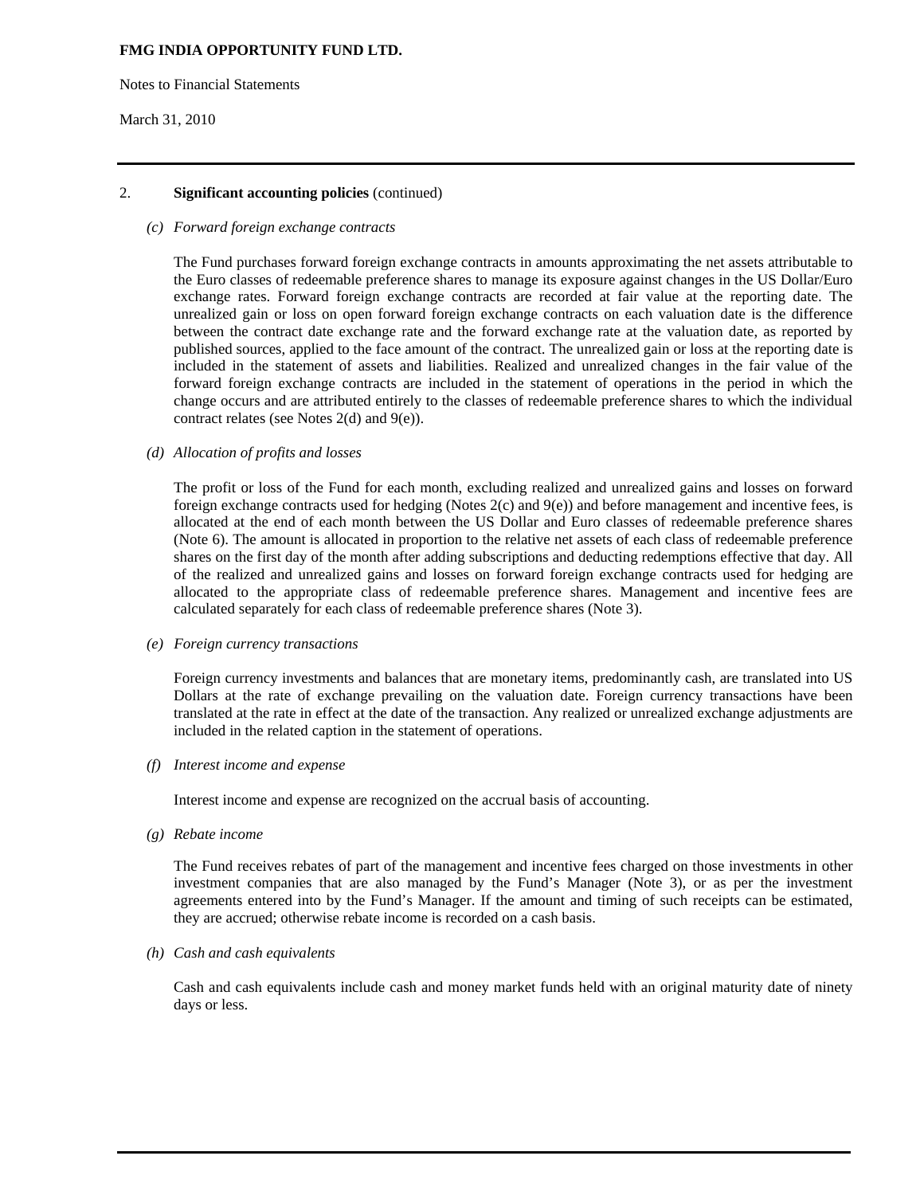**FMG INDIA OPPORTUNITY FUND LTD.**

Notes to Financial Statements

March 31, 2010

2. **Significant accounting policies** (continued)

*(c) Forward foreign exchange contracts*

The Fund purchases forward foreign exchange contracts in amounts approximating the net assets attributable to the Euro classes of redeemable preference shares to manage its exposure against changes in the US Dollar/Euro exchange rates. Forward foreign exchange contracts are recorded at fair value at the reporting date. The unrealized gain or loss on open forward foreign exchange contracts on each valuation date is the difference between the contract date exchange rate and the forward exchange rate at the valuation date, as reported by published sources, applied to the face amount of the contract. The unrealized gain or loss at the reporting date is included in the statement of assets and liabilities. Realized and unrealized changes in the fair value of the forward foreign exchange contracts are included in the statement of operations in the period in which the change occurs and are attributed entirely to the classes of redeemable preference shares to which the individual contract relates (see Notes 2(d) and 9(e)).

*(d) Allocation of profits and losses*

The profit or loss of the Fund for each month, excluding realized and unrealized gains and losses on forward foreign exchange contracts used for hedging (Notes 2(c) and 9(e)) and before management and incentive fees, is allocated at the end of each month between the US Dollar and Euro classes of redeemable preference shares (Note 6). The amount is allocated in proportion to the relative net assets of each class of redeemable preference shares on the first day of the month after adding subscriptions and deducting redemptions effective that day. All of the realized and unrealized gains and losses on forward foreign exchange contracts used for hedging are allocated to the appropriate class of redeemable preference shares. Management and incentive fees are calculated separately for each class of redeemable preference shares (Note 3).

*(e) Foreign currency transactions*

Foreign currency investments and balances that are monetary items, predominantly cash, are translated into US Dollars at the rate of exchange prevailing on the valuation date. Foreign currency transactions have been translated at the rate in effect at the date of the transaction. Any realized or unrealized exchange adjustments are included in the related caption in the statement of operations.

*(f) Interest income and expense*

Interest income and expense are recognized on the accrual basis of accounting.

*(g) Rebate income*

The Fund receives rebates of part of the management and incentive fees charged on those investments in other investment companies that are also managed by the Fund's Manager (Note 3), or as per the investment agreements entered into by the Fund's Manager. If the amount and timing of such receipts can be estimated, they are accrued; otherwise rebate income is recorded on a cash basis.

*(h) Cash and cash equivalents*

Cash and cash equivalents include cash and money market funds held with an original maturity date of ninety days or less.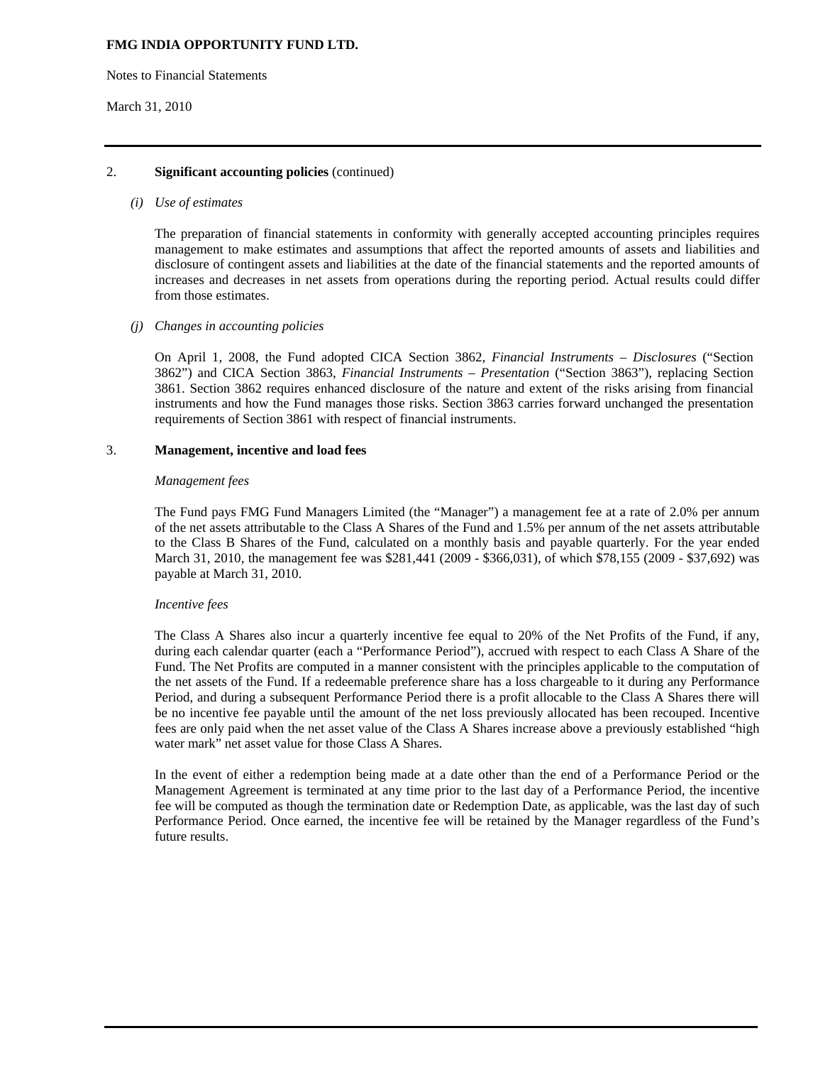**FMG INDIA OPPORTUNITY FUND LTD.**

Notes to Financial Statements

March 31, 2010

## 2. Significant accounting policies (continued)

*(i) Use of estimates*

The preparation of financial statements in conformity with generally accepted accounting principles requires management to make estimates and assumptions that affect the reported amounts of assets and liabilities and disclosure of contingent assets and liabilities at the date of the financial statements and the reported amounts of increases and decreases in net assets from operations during the reporting period. Actual results could differ from those estimates.

*(j) Changes in accounting policies*

On April 1, 2008, the Fund adopted CICA Section 3862, *Financial Instruments – Disclosures* ("Section 3862") and CICA Section 3863, *Financial Instruments – Presentation* ("Section 3863"), replacing Section 3861. Section 3862 requires enhanced disclosure of the nature and extent of the risks arising from financial instruments and how the Fund manages those risks. Section 3863 carries forward unchanged the presentation requirements of Section 3861 with respect of financial instruments.

## 3. Management, incentive and load fees

*Management fees*

The Fund pays FMG Fund Managers Limited (the "Manager") a management fee at a rate of 2.0% per annum of the net assets attributable to the Class A Shares of the Fund and 1.5% per annum of the net assets attributable to the Class B Shares of the Fund, calculated on a monthly basis and payable quarterly. For the year ended March 31, 2010, the management fee was $281,441 (2009 - $366,031), of which $78,155 (2009 - $37,692) was payable at March 31, 2010.

*Incentive fees*

The Class A Shares also incur a quarterly incentive fee equal to 20% of the Net Profits of the Fund, if any, during each calendar quarter (each a "Performance Period"), accrued with respect to each Class A Share of the Fund. The Net Profits are computed in a manner consistent with the principles applicable to the computation of the net assets of the Fund. If a redeemable preference share has a loss chargeable to it during any Performance Period, and during a subsequent Performance Period there is a profit allocable to the Class A Shares there will be no incentive fee payable until the amount of the net loss previously allocated has been recouped. Incentive fees are only paid when the net asset value of the Class A Shares increase above a previously established "high water mark" net asset value for those Class A Shares.

In the event of either a redemption being made at a date other than the end of a Performance Period or the Management Agreement is terminated at any time prior to the last day of a Performance Period, the incentive fee will be computed as though the termination date or Redemption Date, as applicable, was the last day of such Performance Period. Once earned, the incentive fee will be retained by the Manager regardless of the Fund's future results.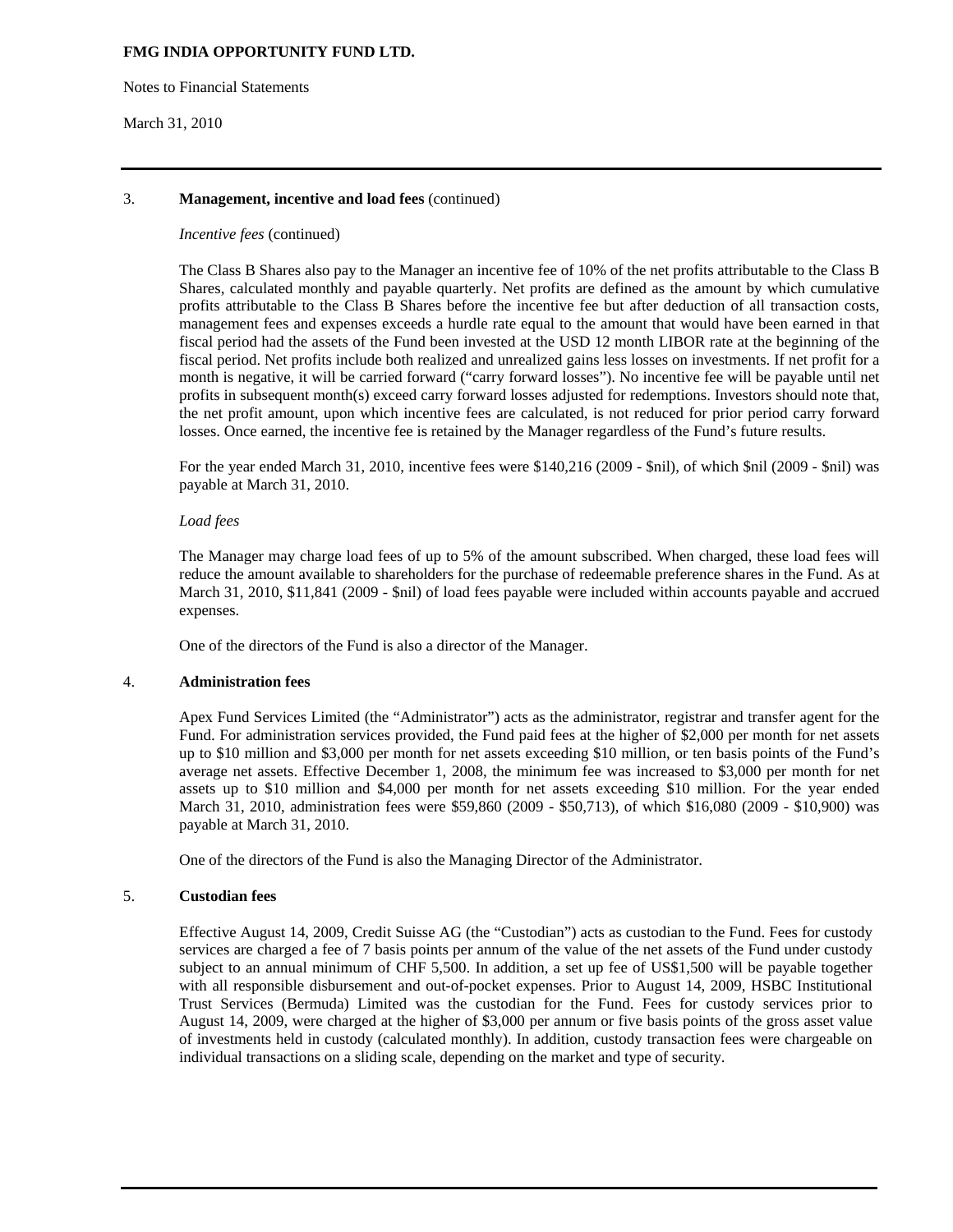**FMG INDIA OPPORTUNITY FUND LTD.**

Notes to Financial Statements

March 31, 2010

3. **Management, incentive and load fees** (continued)

*Incentive fees* (continued)

The Class B Shares also pay to the Manager an incentive fee of 10% of the net profits attributable to the Class B Shares, calculated monthly and payable quarterly. Net profits are defined as the amount by which cumulative profits attributable to the Class B Shares before the incentive fee but after deduction of all transaction costs, management fees and expenses exceeds a hurdle rate equal to the amount that would have been earned in that fiscal period had the assets of the Fund been invested at the USD 12 month LIBOR rate at the beginning of the fiscal period. Net profits include both realized and unrealized gains less losses on investments. If net profit for a month is negative, it will be carried forward ("carry forward losses"). No incentive fee will be payable until net profits in subsequent month(s) exceed carry forward losses adjusted for redemptions. Investors should note that, the net profit amount, upon which incentive fees are calculated, is not reduced for prior period carry forward losses. Once earned, the incentive fee is retained by the Manager regardless of the Fund's future results.

For the year ended March 31, 2010, incentive fees were $140,216 (2009 - $nil), of which $nil (2009 - $nil) was payable at March 31, 2010.

*Load fees*

The Manager may charge load fees of up to 5% of the amount subscribed. When charged, these load fees will reduce the amount available to shareholders for the purchase of redeemable preference shares in the Fund. As at March 31, 2010, $11,841 (2009 - $nil) of load fees payable were included within accounts payable and accrued expenses.

One of the directors of the Fund is also a director of the Manager.

4. **Administration fees**

Apex Fund Services Limited (the "Administrator") acts as the administrator, registrar and transfer agent for the Fund. For administration services provided, the Fund paid fees at the higher of $2,000 per month for net assets up to $10 million and $3,000 per month for net assets exceeding $10 million, or ten basis points of the Fund's average net assets. Effective December 1, 2008, the minimum fee was increased to $3,000 per month for net assets up to $10 million and $4,000 per month for net assets exceeding $10 million. For the year ended March 31, 2010, administration fees were $59,860 (2009 - $50,713), of which $16,080 (2009 - $10,900) was payable at March 31, 2010.

One of the directors of the Fund is also the Managing Director of the Administrator.

5. **Custodian fees**

Effective August 14, 2009, Credit Suisse AG (the "Custodian") acts as custodian to the Fund. Fees for custody services are charged a fee of 7 basis points per annum of the value of the net assets of the Fund under custody subject to an annual minimum of CHF 5,500. In addition, a set up fee of US$1,500 will be payable together with all responsible disbursement and out-of-pocket expenses. Prior to August 14, 2009, HSBC Institutional Trust Services (Bermuda) Limited was the custodian for the Fund. Fees for custody services prior to August 14, 2009, were charged at the higher of $3,000 per annum or five basis points of the gross asset value of investments held in custody (calculated monthly). In addition, custody transaction fees were chargeable on individual transactions on a sliding scale, depending on the market and type of security.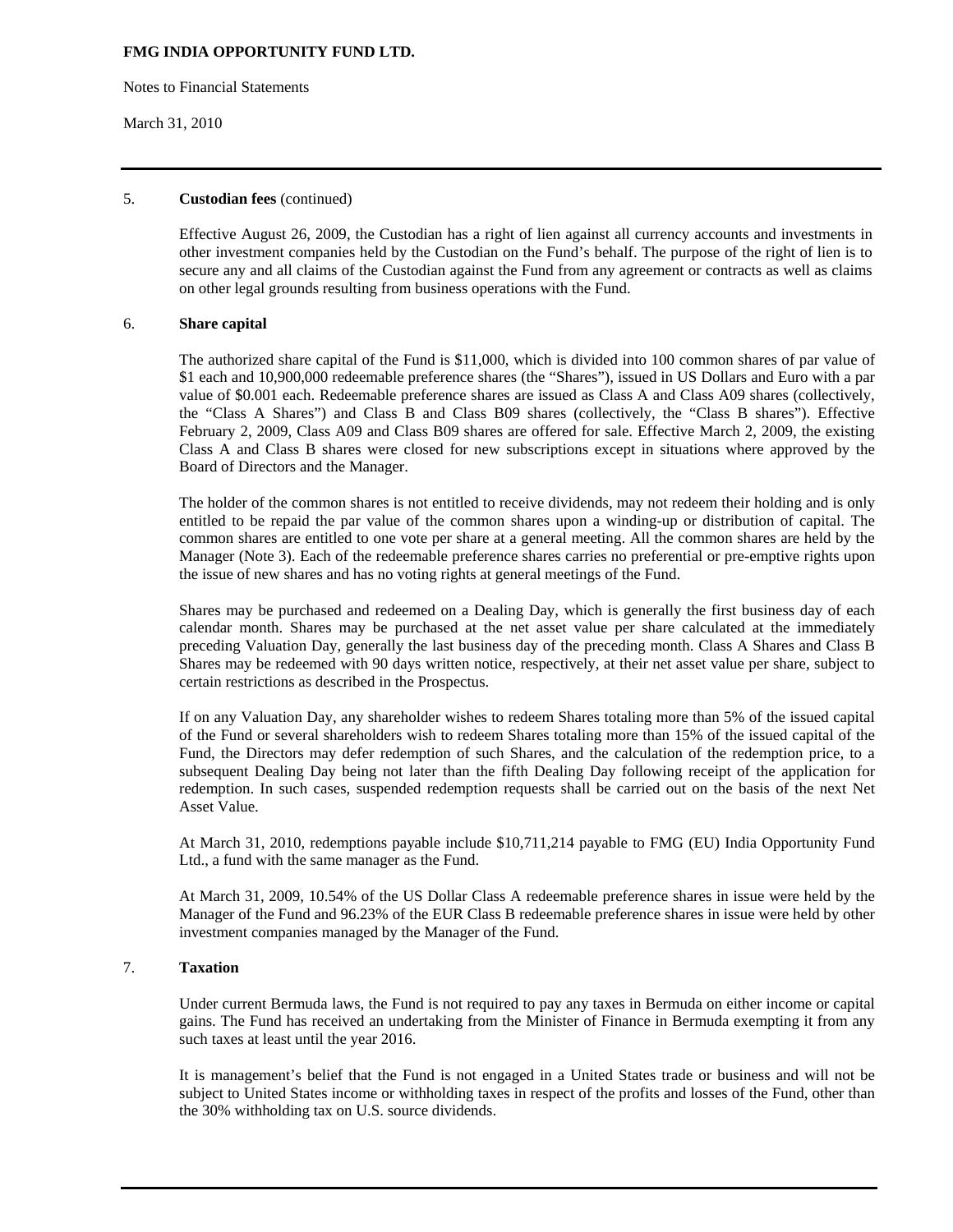## 5. Custodian fees (continued)

Effective August 26, 2009, the Custodian has a right of lien against all currency accounts and investments in other investment companies held by the Custodian on the Fund's behalf. The purpose of the right of lien is to secure any and all claims of the Custodian against the Fund from any agreement or contracts as well as claims on other legal grounds resulting from business operations with the Fund.

## 6. Share capital

The authorized share capital of the Fund is $11,000, which is divided into 100 common shares of par value of $1 each and 10,900,000 redeemable preference shares (the "Shares"), issued in US Dollars and Euro with a par value of $0.001 each. Redeemable preference shares are issued as Class A and Class A09 shares (collectively, the "Class A Shares") and Class B and Class B09 shares (collectively, the "Class B shares"). Effective February 2, 2009, Class A09 and Class B09 shares are offered for sale. Effective March 2, 2009, the existing Class A and Class B shares were closed for new subscriptions except in situations where approved by the Board of Directors and the Manager.

The holder of the common shares is not entitled to receive dividends, may not redeem their holding and is only entitled to be repaid the par value of the common shares upon a winding-up or distribution of capital. The common shares are entitled to one vote per share at a general meeting. All the common shares are held by the Manager (Note 3). Each of the redeemable preference shares carries no preferential or pre-emptive rights upon the issue of new shares and has no voting rights at general meetings of the Fund.

Shares may be purchased and redeemed on a Dealing Day, which is generally the first business day of each calendar month. Shares may be purchased at the net asset value per share calculated at the immediately preceding Valuation Day, generally the last business day of the preceding month. Class A Shares and Class B Shares may be redeemed with 90 days written notice, respectively, at their net asset value per share, subject to certain restrictions as described in the Prospectus.

If on any Valuation Day, any shareholder wishes to redeem Shares totaling more than 5% of the issued capital of the Fund or several shareholders wish to redeem Shares totaling more than 15% of the issued capital of the Fund, the Directors may defer redemption of such Shares, and the calculation of the redemption price, to a subsequent Dealing Day being not later than the fifth Dealing Day following receipt of the application for redemption. In such cases, suspended redemption requests shall be carried out on the basis of the next Net Asset Value.

At March 31, 2010, redemptions payable include $10,711,214 payable to FMG (EU) India Opportunity Fund Ltd., a fund with the same manager as the Fund.

At March 31, 2009, 10.54% of the US Dollar Class A redeemable preference shares in issue were held by the Manager of the Fund and 96.23% of the EUR Class B redeemable preference shares in issue were held by other investment companies managed by the Manager of the Fund.

## 7. Taxation

Under current Bermuda laws, the Fund is not required to pay any taxes in Bermuda on either income or capital gains. The Fund has received an undertaking from the Minister of Finance in Bermuda exempting it from any such taxes at least until the year 2016.

It is management's belief that the Fund is not engaged in a United States trade or business and will not be subject to United States income or withholding taxes in respect of the profits and losses of the Fund, other than the 30% withholding tax on U.S. source dividends.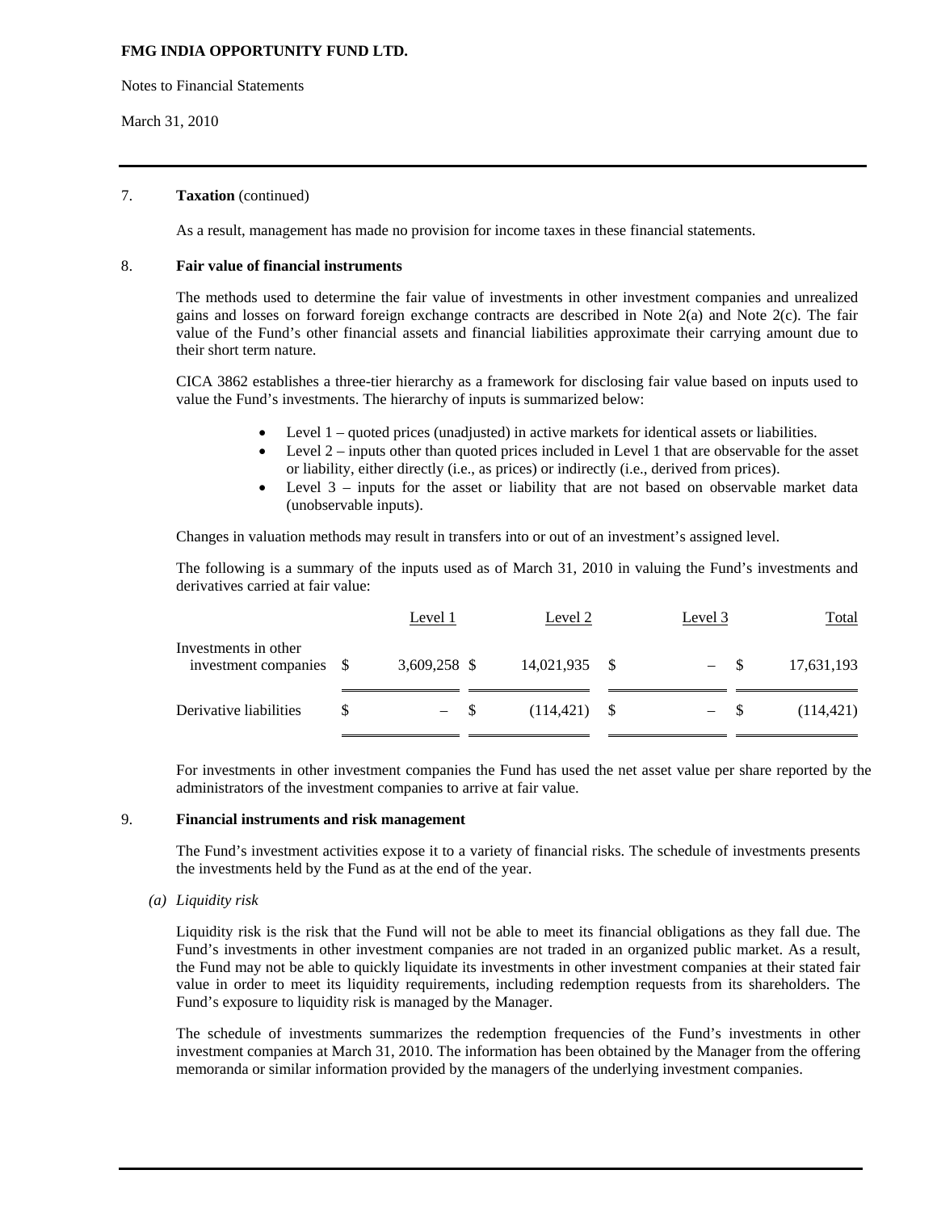**FMG INDIA OPPORTUNITY FUND LTD.**

Notes to Financial Statements

March 31, 2010

7. **Taxation** (continued)

As a result, management has made no provision for income taxes in these financial statements.

8. **Fair value of financial instruments**

The methods used to determine the fair value of investments in other investment companies and unrealized gains and losses on forward foreign exchange contracts are described in Note 2(a) and Note 2(c). The fair value of the Fund's other financial assets and financial liabilities approximate their carrying amount due to their short term nature.

CICA 3862 establishes a three-tier hierarchy as a framework for disclosing fair value based on inputs used to value the Fund's investments. The hierarchy of inputs is summarized below:

- Level 1 – quoted prices (unadjusted) in active markets for identical assets or liabilities.
- Level 2 – inputs other than quoted prices included in Level 1 that are observable for the asset or liability, either directly (i.e., as prices) or indirectly (i.e., derived from prices).
- Level 3 – inputs for the asset or liability that are not based on observable market data (unobservable inputs).

Changes in valuation methods may result in transfers into or out of an investment's assigned level.

The following is a summary of the inputs used as of March 31, 2010 in valuing the Fund's investments and derivatives carried at fair value:

| | Level 1 | Level 2 | Level 3 | Total |
|---|---|---|---|---|
| Investments in other investment companies | $ 3,609,258 | $ 14,021,935 | $ – | $ 17,631,193 |
| Derivative liabilities | $ – | $ (114,421) | $ – | $ (114,421) |

For investments in other investment companies the Fund has used the net asset value per share reported by the administrators of the investment companies to arrive at fair value.

9. **Financial instruments and risk management**

The Fund's investment activities expose it to a variety of financial risks. The schedule of investments presents the investments held by the Fund as at the end of the year.

*(a) Liquidity risk*

Liquidity risk is the risk that the Fund will not be able to meet its financial obligations as they fall due. The Fund's investments in other investment companies are not traded in an organized public market. As a result, the Fund may not be able to quickly liquidate its investments in other investment companies at their stated fair value in order to meet its liquidity requirements, including redemption requests from its shareholders. The Fund's exposure to liquidity risk is managed by the Manager.

The schedule of investments summarizes the redemption frequencies of the Fund's investments in other investment companies at March 31, 2010. The information has been obtained by the Manager from the offering memoranda or similar information provided by the managers of the underlying investment companies.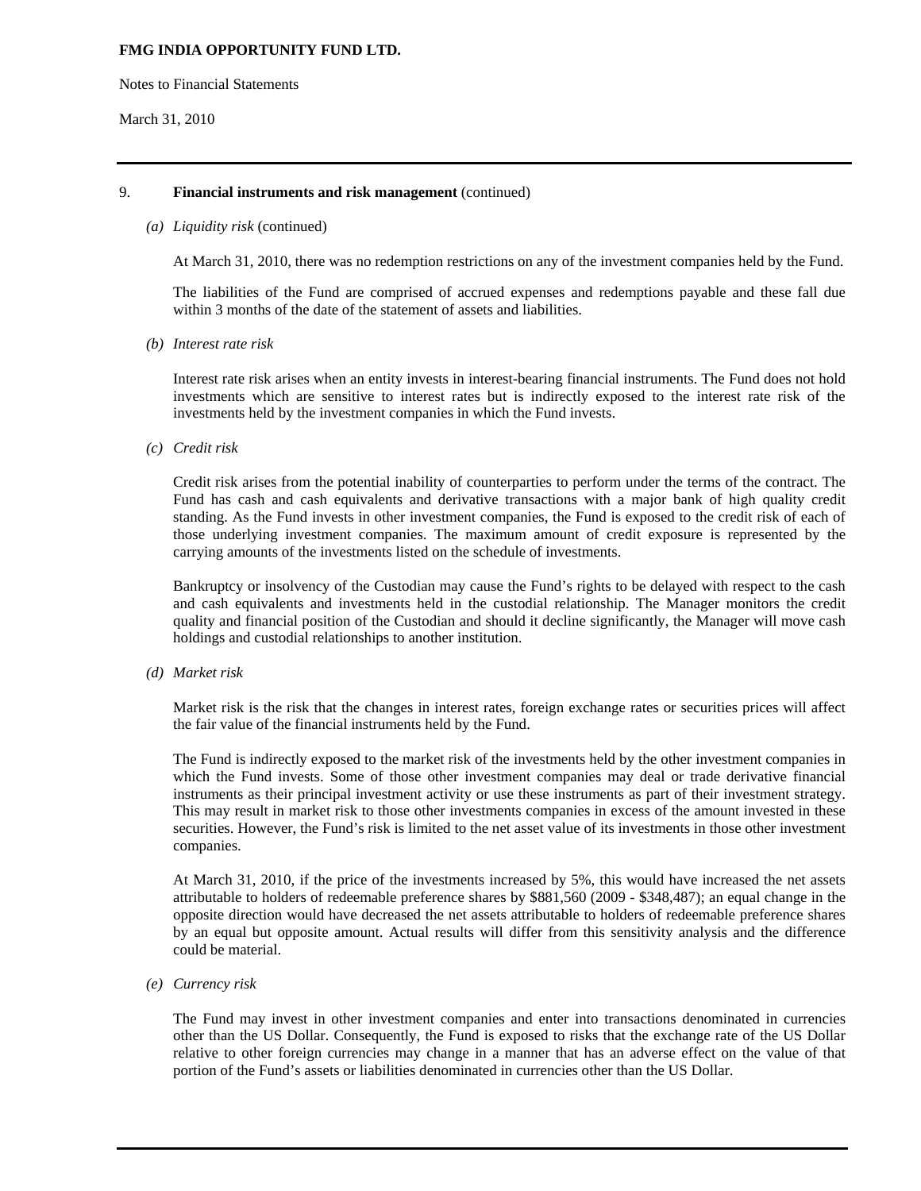9. **Financial instruments and risk management** (continued)

*(a) Liquidity risk* (continued)

At March 31, 2010, there was no redemption restrictions on any of the investment companies held by the Fund.

The liabilities of the Fund are comprised of accrued expenses and redemptions payable and these fall due within 3 months of the date of the statement of assets and liabilities.

*(b) Interest rate risk*

Interest rate risk arises when an entity invests in interest-bearing financial instruments. The Fund does not hold investments which are sensitive to interest rates but is indirectly exposed to the interest rate risk of the investments held by the investment companies in which the Fund invests.

*(c) Credit risk*

Credit risk arises from the potential inability of counterparties to perform under the terms of the contract. The Fund has cash and cash equivalents and derivative transactions with a major bank of high quality credit standing. As the Fund invests in other investment companies, the Fund is exposed to the credit risk of each of those underlying investment companies. The maximum amount of credit exposure is represented by the carrying amounts of the investments listed on the schedule of investments.

Bankruptcy or insolvency of the Custodian may cause the Fund's rights to be delayed with respect to the cash and cash equivalents and investments held in the custodial relationship. The Manager monitors the credit quality and financial position of the Custodian and should it decline significantly, the Manager will move cash holdings and custodial relationships to another institution.

*(d) Market risk*

Market risk is the risk that the changes in interest rates, foreign exchange rates or securities prices will affect the fair value of the financial instruments held by the Fund.

The Fund is indirectly exposed to the market risk of the investments held by the other investment companies in which the Fund invests. Some of those other investment companies may deal or trade derivative financial instruments as their principal investment activity or use these instruments as part of their investment strategy. This may result in market risk to those other investments companies in excess of the amount invested in these securities. However, the Fund's risk is limited to the net asset value of its investments in those other investment companies.

At March 31, 2010, if the price of the investments increased by 5%, this would have increased the net assets attributable to holders of redeemable preference shares by $881,560 (2009 - $348,487); an equal change in the opposite direction would have decreased the net assets attributable to holders of redeemable preference shares by an equal but opposite amount. Actual results will differ from this sensitivity analysis and the difference could be material.

*(e) Currency risk*

The Fund may invest in other investment companies and enter into transactions denominated in currencies other than the US Dollar. Consequently, the Fund is exposed to risks that the exchange rate of the US Dollar relative to other foreign currencies may change in a manner that has an adverse effect on the value of that portion of the Fund's assets or liabilities denominated in currencies other than the US Dollar.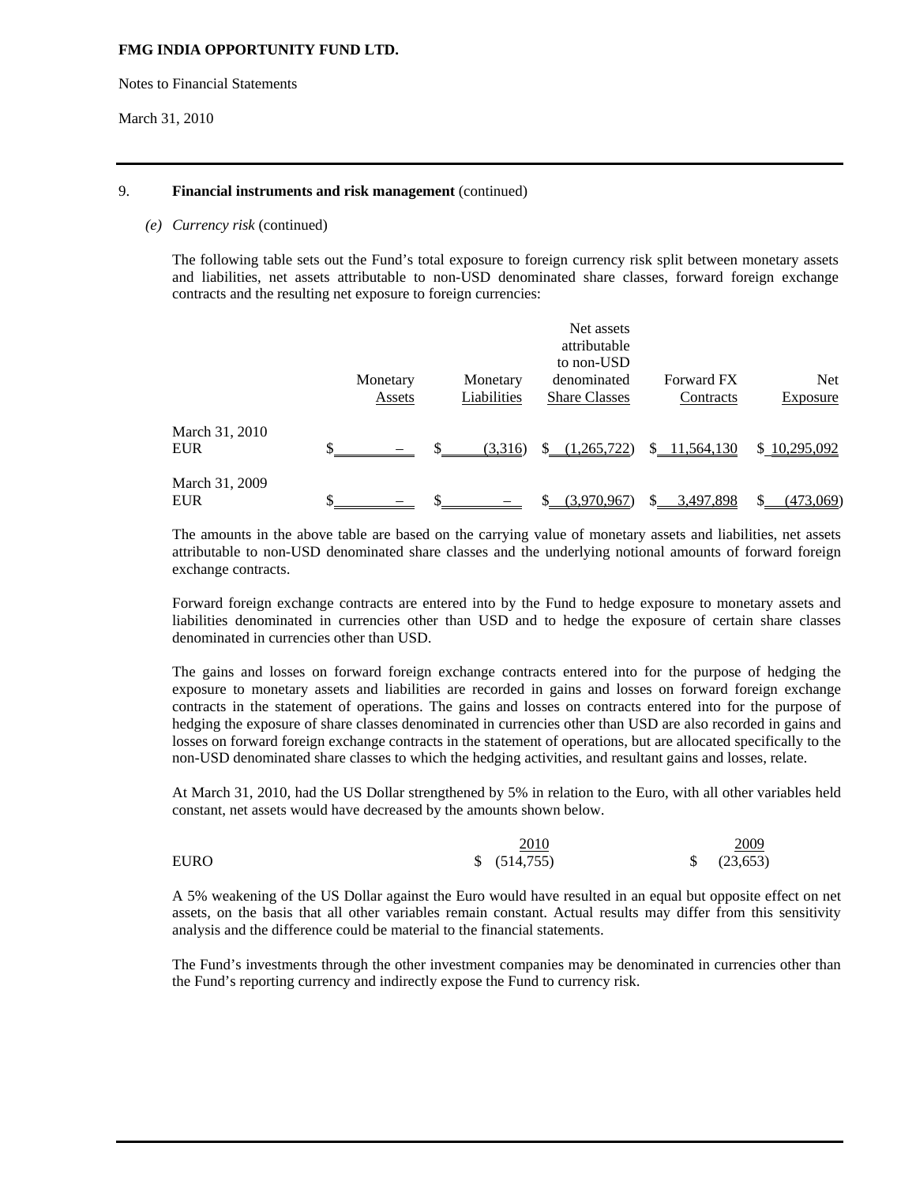**FMG INDIA OPPORTUNITY FUND LTD.**

Notes to Financial Statements

March 31, 2010

9. **Financial instruments and risk management** (continued)

*(e) Currency risk* (continued)

The following table sets out the Fund's total exposure to foreign currency risk split between monetary assets and liabilities, net assets attributable to non-USD denominated share classes, forward foreign exchange contracts and the resulting net exposure to foreign currencies:

| | Monetary Assets | Monetary Liabilities | Net assets attributable to non-USD denominated Share Classes | Forward FX Contracts | Net Exposure |
|---|---|---|---|---|---|
| March 31, 2010 EUR | $ – | $ (3,316) | $ (1,265,722) | $ 11,564,130 | $ 10,295,092 |
| March 31, 2009 EUR | $ – | $ – | $ (3,970,967) | $ 3,497,898 | $ (473,069) |

The amounts in the above table are based on the carrying value of monetary assets and liabilities, net assets attributable to non-USD denominated share classes and the underlying notional amounts of forward foreign exchange contracts.

Forward foreign exchange contracts are entered into by the Fund to hedge exposure to monetary assets and liabilities denominated in currencies other than USD and to hedge the exposure of certain share classes denominated in currencies other than USD.

The gains and losses on forward foreign exchange contracts entered into for the purpose of hedging the exposure to monetary assets and liabilities are recorded in gains and losses on forward foreign exchange contracts in the statement of operations. The gains and losses on contracts entered into for the purpose of hedging the exposure of share classes denominated in currencies other than USD are also recorded in gains and losses on forward foreign exchange contracts in the statement of operations, but are allocated specifically to the non-USD denominated share classes to which the hedging activities, and resultant gains and losses, relate.

At March 31, 2010, had the US Dollar strengthened by 5% in relation to the Euro, with all other variables held constant, net assets would have decreased by the amounts shown below.

| | 2010 | 2009 |
|---|---|---|
| EURO | $ (514,755) | $ (23,653) |

A 5% weakening of the US Dollar against the Euro would have resulted in an equal but opposite effect on net assets, on the basis that all other variables remain constant. Actual results may differ from this sensitivity analysis and the difference could be material to the financial statements.

The Fund's investments through the other investment companies may be denominated in currencies other than the Fund's reporting currency and indirectly expose the Fund to currency risk.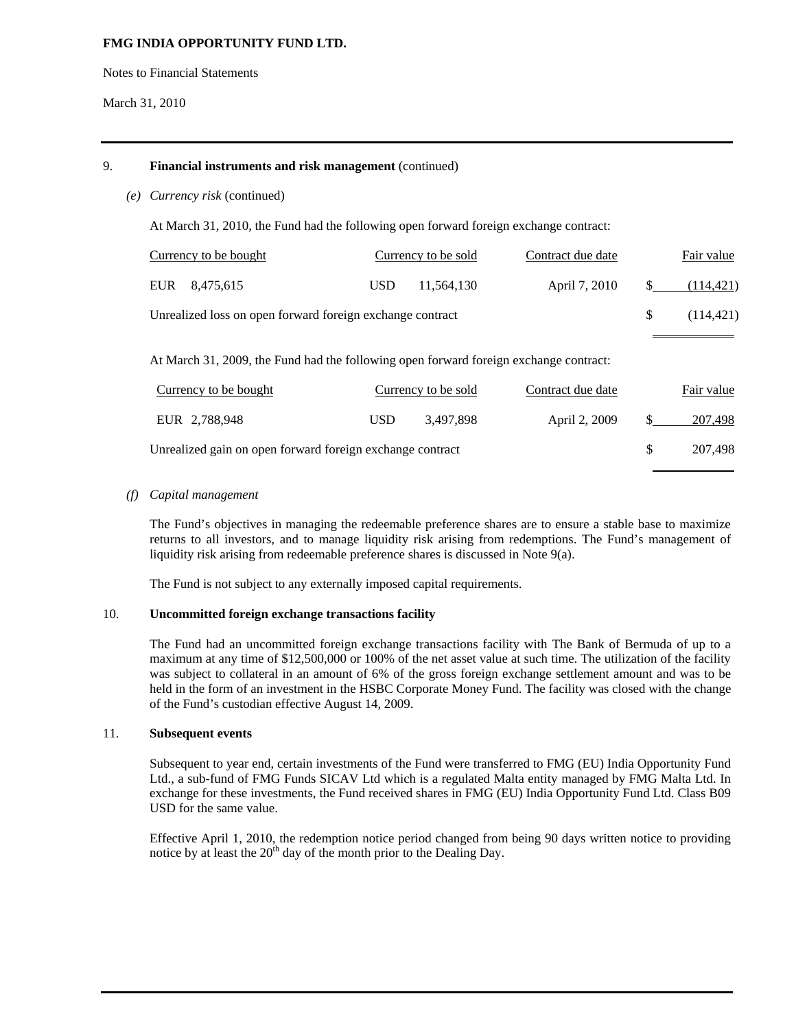**FMG INDIA OPPORTUNITY FUND LTD.**

Notes to Financial Statements

March 31, 2010

9. **Financial instruments and risk management** (continued)

*(e) Currency risk* (continued)

At March 31, 2010, the Fund had the following open forward foreign exchange contract:

| Currency to be bought | Currency to be sold | Contract due date | Fair value |
|---|---|---|---|
| EUR 8,475,615 | USD 11,564,130 | April 7, 2010 | $ (114,421) |
| Unrealized loss on open forward foreign exchange contract | | | $ (114,421) |

At March 31, 2009, the Fund had the following open forward foreign exchange contract:

| Currency to be bought | Currency to be sold | Contract due date | Fair value |
|---|---|---|---|
| EUR 2,788,948 | USD 3,497,898 | April 2, 2009 | $ 207,498 |
| Unrealized gain on open forward foreign exchange contract | | | $ 207,498 |

*(f) Capital management*

The Fund's objectives in managing the redeemable preference shares are to ensure a stable base to maximize returns to all investors, and to manage liquidity risk arising from redemptions. The Fund's management of liquidity risk arising from redeemable preference shares is discussed in Note 9(a).

The Fund is not subject to any externally imposed capital requirements.

10. **Uncommitted foreign exchange transactions facility**

The Fund had an uncommitted foreign exchange transactions facility with The Bank of Bermuda of up to a maximum at any time of $12,500,000 or 100% of the net asset value at such time. The utilization of the facility was subject to collateral in an amount of 6% of the gross foreign exchange settlement amount and was to be held in the form of an investment in the HSBC Corporate Money Fund. The facility was closed with the change of the Fund's custodian effective August 14, 2009.

11. **Subsequent events**

Subsequent to year end, certain investments of the Fund were transferred to FMG (EU) India Opportunity Fund Ltd., a sub-fund of FMG Funds SICAV Ltd which is a regulated Malta entity managed by FMG Malta Ltd. In exchange for these investments, the Fund received shares in FMG (EU) India Opportunity Fund Ltd. Class B09 USD for the same value.

Effective April 1, 2010, the redemption notice period changed from being 90 days written notice to providing notice by at least the 20th day of the month prior to the Dealing Day.